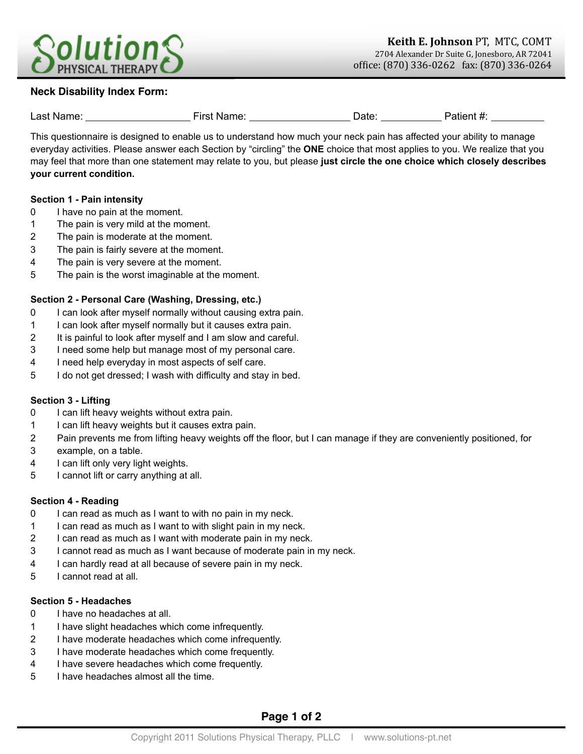**Solutions PHYSICAL THERAPY**

**Keith E. Johnson** PT, MTC, COMT
2704 Alexander Dr Suite G, Jonesboro, AR 72041
office: (870) 336-0262 fax: (870) 336-0264

## Neck Disability Index Form:

Last Name: ________________ First Name: ________________ Date: __________ Patient #: _________

This questionnaire is designed to enable us to understand how much your neck pain has affected your ability to manage everyday activities. Please answer each Section by "circling" the **ONE** choice that most applies to you. We realize that you may feel that more than one statement may relate to you, but please **just circle the one choice which closely describes your current condition.**

### Section 1 - Pain intensity

0 I have no pain at the moment.
1 The pain is very mild at the moment.
2 The pain is moderate at the moment.
3 The pain is fairly severe at the moment.
4 The pain is very severe at the moment.
5 The pain is the worst imaginable at the moment.

### Section 2 - Personal Care (Washing, Dressing, etc.)

0 I can look after myself normally without causing extra pain.
1 I can look after myself normally but it causes extra pain.
2 It is painful to look after myself and I am slow and careful.
3 I need some help but manage most of my personal care.
4 I need help everyday in most aspects of self care.
5 I do not get dressed; I wash with difficulty and stay in bed.

### Section 3 - Lifting

0 I can lift heavy weights without extra pain.
1 I can lift heavy weights but it causes extra pain.
2 Pain prevents me from lifting heavy weights off the floor, but I can manage if they are conveniently positioned, for
3 example, on a table.
4 I can lift only very light weights.
5 I cannot lift or carry anything at all.

### Section 4 - Reading

0 I can read as much as I want to with no pain in my neck.
1 I can read as much as I want to with slight pain in my neck.
2 I can read as much as I want with moderate pain in my neck.
3 I cannot read as much as I want because of moderate pain in my neck.
4 I can hardly read at all because of severe pain in my neck.
5 I cannot read at all.

### Section 5 - Headaches

0 I have no headaches at all.
1 I have slight headaches which come infrequently.
2 I have moderate headaches which come infrequently.
3 I have moderate headaches which come frequently.
4 I have severe headaches which come frequently.
5 I have headaches almost all the time.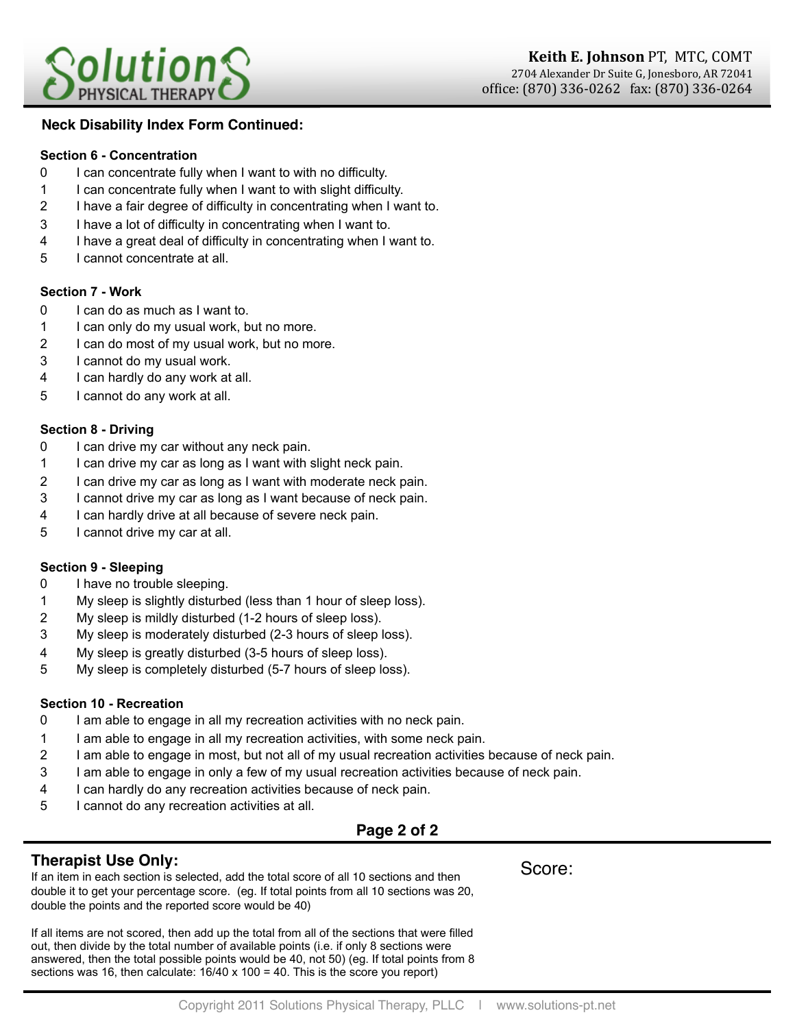## Neck Disability Index Form Continued:

### Section 6 - Concentration

0 I can concentrate fully when I want to with no difficulty.
1 I can concentrate fully when I want to with slight difficulty.
2 I have a fair degree of difficulty in concentrating when I want to.
3 I have a lot of difficulty in concentrating when I want to.
4 I have a great deal of difficulty in concentrating when I want to.
5 I cannot concentrate at all.

### Section 7 - Work

0 I can do as much as I want to.
1 I can only do my usual work, but no more.
2 I can do most of my usual work, but no more.
3 I cannot do my usual work.
4 I can hardly do any work at all.
5 I cannot do any work at all.

### Section 8 - Driving

0 I can drive my car without any neck pain.
1 I can drive my car as long as I want with slight neck pain.
2 I can drive my car as long as I want with moderate neck pain.
3 I cannot drive my car as long as I want because of neck pain.
4 I can hardly drive at all because of severe neck pain.
5 I cannot drive my car at all.

### Section 9 - Sleeping

0 I have no trouble sleeping.
1 My sleep is slightly disturbed (less than 1 hour of sleep loss).
2 My sleep is mildly disturbed (1-2 hours of sleep loss).
3 My sleep is moderately disturbed (2-3 hours of sleep loss).
4 My sleep is greatly disturbed (3-5 hours of sleep loss).
5 My sleep is completely disturbed (5-7 hours of sleep loss).

### Section 10 - Recreation

0 I am able to engage in all my recreation activities with no neck pain.
1 I am able to engage in all my recreation activities, with some neck pain.
2 I am able to engage in most, but not all of my usual recreation activities because of neck pain.
3 I am able to engage in only a few of my usual recreation activities because of neck pain.
4 I can hardly do any recreation activities because of neck pain.
5 I cannot do any recreation activities at all.

### Therapist Use Only:

If an item in each section is selected, add the total score of all 10 sections and then double it to get your percentage score. (eg. If total points from all 10 sections was 20, double the points and the reported score would be 40)

If all items are not scored, then add up the total from all of the sections that were filled out, then divide by the total number of available points (i.e. if only 8 sections were answered, then the total possible points would be 40, not 50) (eg. If total points from 8 sections was 16, then calculate: $16/40 \times 100 = 40$. This is the score you report)

Score: